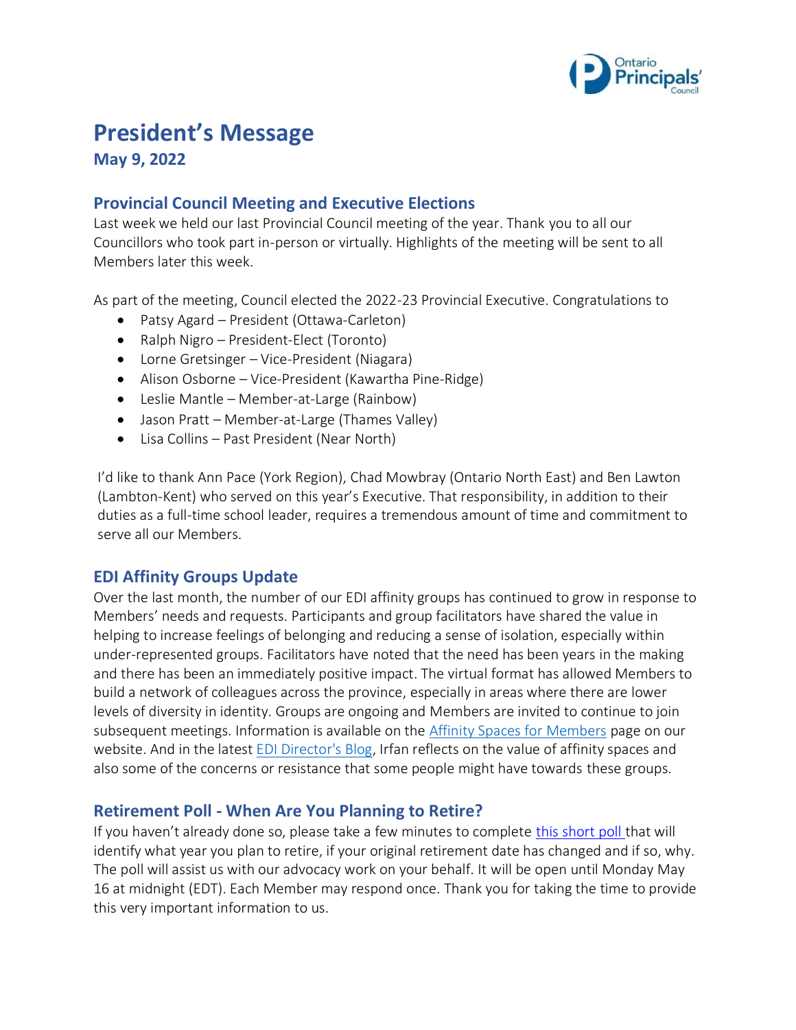# President's Message

## May 9, 2022

### Provincial Council Meeting and Executive Elections

Last week we held our last Provincial Council meeting of the year. Thank you to all our Councillors who took part in-person or virtually. Highlights of the meeting will be sent to all Members later this week.

As part of the meeting, Council elected the 2022-23 Provincial Executive. Congratulations to

- Patsy Agard – President (Ottawa-Carleton)
- Ralph Nigro – President-Elect (Toronto)
- Lorne Gretsinger – Vice-President (Niagara)
- Alison Osborne – Vice-President (Kawartha Pine-Ridge)
- Leslie Mantle – Member-at-Large (Rainbow)
- Jason Pratt – Member-at-Large (Thames Valley)
- Lisa Collins – Past President (Near North)

I'd like to thank Ann Pace (York Region), Chad Mowbray (Ontario North East) and Ben Lawton (Lambton-Kent) who served on this year's Executive. That responsibility, in addition to their duties as a full-time school leader, requires a tremendous amount of time and commitment to serve all our Members.

### EDI Affinity Groups Update

Over the last month, the number of our EDI affinity groups has continued to grow in response to Members' needs and requests. Participants and group facilitators have shared the value in helping to increase feelings of belonging and reducing a sense of isolation, especially within under-represented groups. Facilitators have noted that the need has been years in the making and there has been an immediately positive impact. The virtual format has allowed Members to build a network of colleagues across the province, especially in areas where there are lower levels of diversity in identity. Groups are ongoing and Members are invited to continue to join subsequent meetings. Information is available on the Affinity Spaces for Members page on our website. And in the latest EDI Director's Blog, Irfan reflects on the value of affinity spaces and also some of the concerns or resistance that some people might have towards these groups.

### Retirement Poll - When Are You Planning to Retire?

If you haven't already done so, please take a few minutes to complete this short poll that will identify what year you plan to retire, if your original retirement date has changed and if so, why. The poll will assist us with our advocacy work on your behalf. It will be open until Monday May 16 at midnight (EDT). Each Member may respond once. Thank you for taking the time to provide this very important information to us.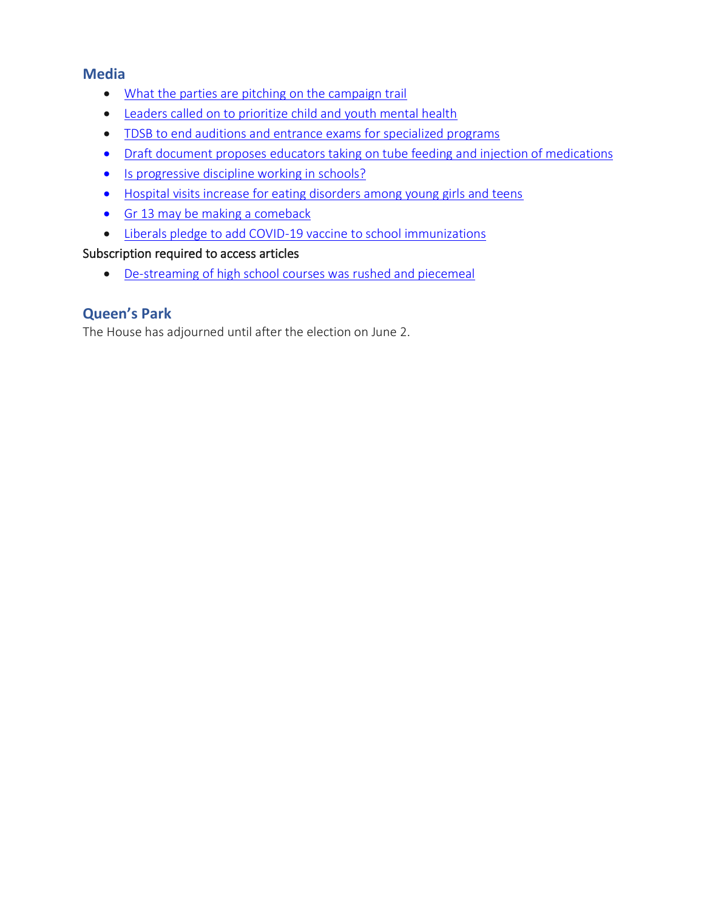## Media

- What the parties are pitching on the campaign trail
- Leaders called on to prioritize child and youth mental health
- TDSB to end auditions and entrance exams for specialized programs
- Draft document proposes educators taking on tube feeding and injection of medications
- Is progressive discipline working in schools?
- Hospital visits increase for eating disorders among young girls and teens
- Gr 13 may be making a comeback
- Liberals pledge to add COVID-19 vaccine to school immunizations

Subscription required to access articles

- De-streaming of high school courses was rushed and piecemeal

## Queen's Park

The House has adjourned until after the election on June 2.